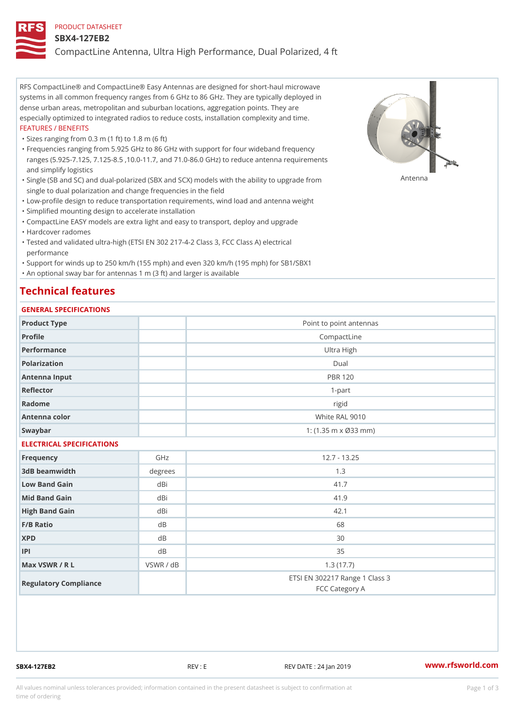PRODUCT DATASHEET

# SBX4-127EB2

CompactLine Antenna, Ultra High Performance, Dual Polarized, 4 ft

RFS CompactLine® and CompactLine® Easy Antennas are designed for short-haul microwave systems in all common frequency ranges from 6 GHz to 86 GHz. They are typically deployed in dense urban areas, metropolitan and suburban locations, aggregation points. They are especially optimized to integrated radios to reduce costs, installation complexity and time.

FEATURES / BENEFITS

- Sizes ranging from 0.3 m (1 ft) to 1.8 m (6 ft)
- Frequencies ranging from 5.925 GHz to 86 GHz with support for four wideband frequency ranges (5.925-7.125, 7.125-8.5 ,10.0-11.7, and 71.0-86.0 GHz) to reduce antenna requirements and simplify logistics
- Single (SB and SC) and dual-polarized (SBX and SCX) models with the ability to upgrade from single to dual polarization and change frequencies in the field
- Low-profile design to reduce transportation requirements, wind load and antenna weight
- Simplified mounting design to accelerate installation
- CompactLine EASY models are extra light and easy to transport, deploy and upgrade
- Hardcover radomes
- Tested and validated ultra-high (ETSI EN 302 217-4-2 Class 3, FCC Class A) electrical performance
- Support for winds up to 250 km/h (155 mph) and even 320 km/h (195 mph) for SB1/SBX1
- An optional sway bar for antennas 1 m (3 ft) and larger is available

Antenna

## Technical features

### GENERAL SPECIFICATIONS

| | | |
|---|---|---|
| Product Type | | Point to point antennas |
| Profile | | CompactLine |
| Performance | | Ultra High |
| Polarization | | Dual |
| Antenna Input | | PBR 120 |
| Reflector | | 1-part |
| Radome | | rigid |
| Antenna color | | White RAL 9010 |
| Swaybar | | 1: (1.35 m x Ø33 mm) |

### ELECTRICAL SPECIFICATIONS

| | | |
|---|---|---|
| Frequency | GHz | 12.7 - 13.25 |
| 3dB beamwidth | degrees | 1.3 |
| Low Band Gain | dBi | 41.7 |
| Mid Band Gain | dBi | 41.9 |
| High Band Gain | dBi | 42.1 |
| F/B Ratio | dB | 68 |
| XPD | dB | 30 |
| IPI | dB | 35 |
| Max VSWR / R L | VSWR / dB | 1.3 (17.7) |
| Regulatory Compliance | | ETSI EN 302217 Range 1 Class 3<br>FCC Category A |

SBX4-127EB2 REV : E REV DATE : 24 Jan 2019 www.rfsworld.com

All values nominal unless tolerances provided; information contained in the present datasheet is subject to confirmation at time of ordering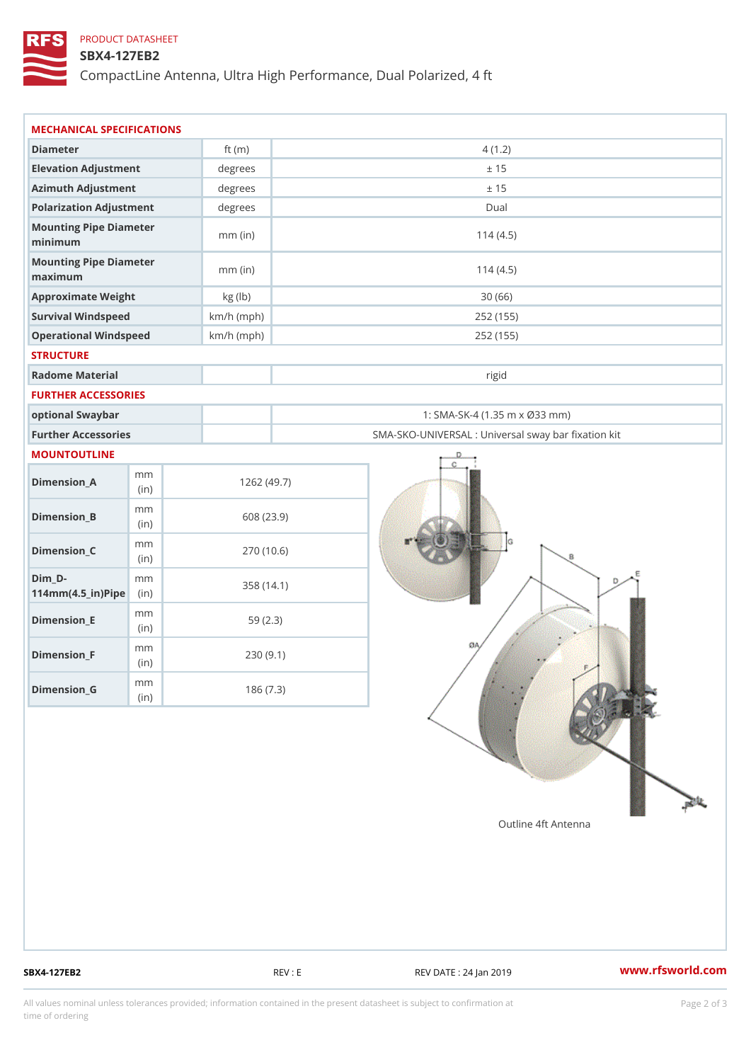PRODUCT DATASHEET

**SBX4-127EB2**

CompactLine Antenna, Ultra High Performance, Dual Polarized, 4 ft

## MECHANICAL SPECIFICATIONS

| | | |
|---|---|---|
| **Diameter** | ft (m) | 4 (1.2) |
| **Elevation Adjustment** | degrees | ± 15 |
| **Azimuth Adjustment** | degrees | ± 15 |
| **Polarization Adjustment** | degrees | Dual |
| **Mounting Pipe Diameter minimum** | mm (in) | 114 (4.5) |
| **Mounting Pipe Diameter maximum** | mm (in) | 114 (4.5) |
| **Approximate Weight** | kg (lb) | 30 (66) |
| **Survival Windspeed** | km/h (mph) | 252 (155) |
| **Operational Windspeed** | km/h (mph) | 252 (155) |

## STRUCTURE

| | | |
|---|---|---|
| **Radome Material** | | rigid |

## FURTHER ACCESSORIES

| | | |
|---|---|---|
| **optional Swaybar** | | 1: SMA-SK-4 (1.35 m x Ø33 mm) |
| **Further Accessories** | | SMA-SKO-UNIVERSAL : Universal sway bar fixation kit |

## MOUNTOUTLINE

| | | |
|---|---|---|
| **Dimension_A** | mm (in) | 1262 (49.7) |
| **Dimension_B** | mm (in) | 608 (23.9) |
| **Dimension_C** | mm (in) | 270 (10.6) |
| **Dim_D-114mm(4.5_in)Pipe** | mm (in) | 358 (14.1) |
| **Dimension_E** | mm (in) | 59 (2.3) |
| **Dimension_F** | mm (in) | 230 (9.1) |
| **Dimension_G** | mm (in) | 186 (7.3) |

Outline 4ft Antenna

SBX4-127EB2 REV : E REV DATE : 24 Jan 2019 www.rfsworld.com

All values nominal unless tolerances provided; information contained in the present datasheet is subject to confirmation at time of ordering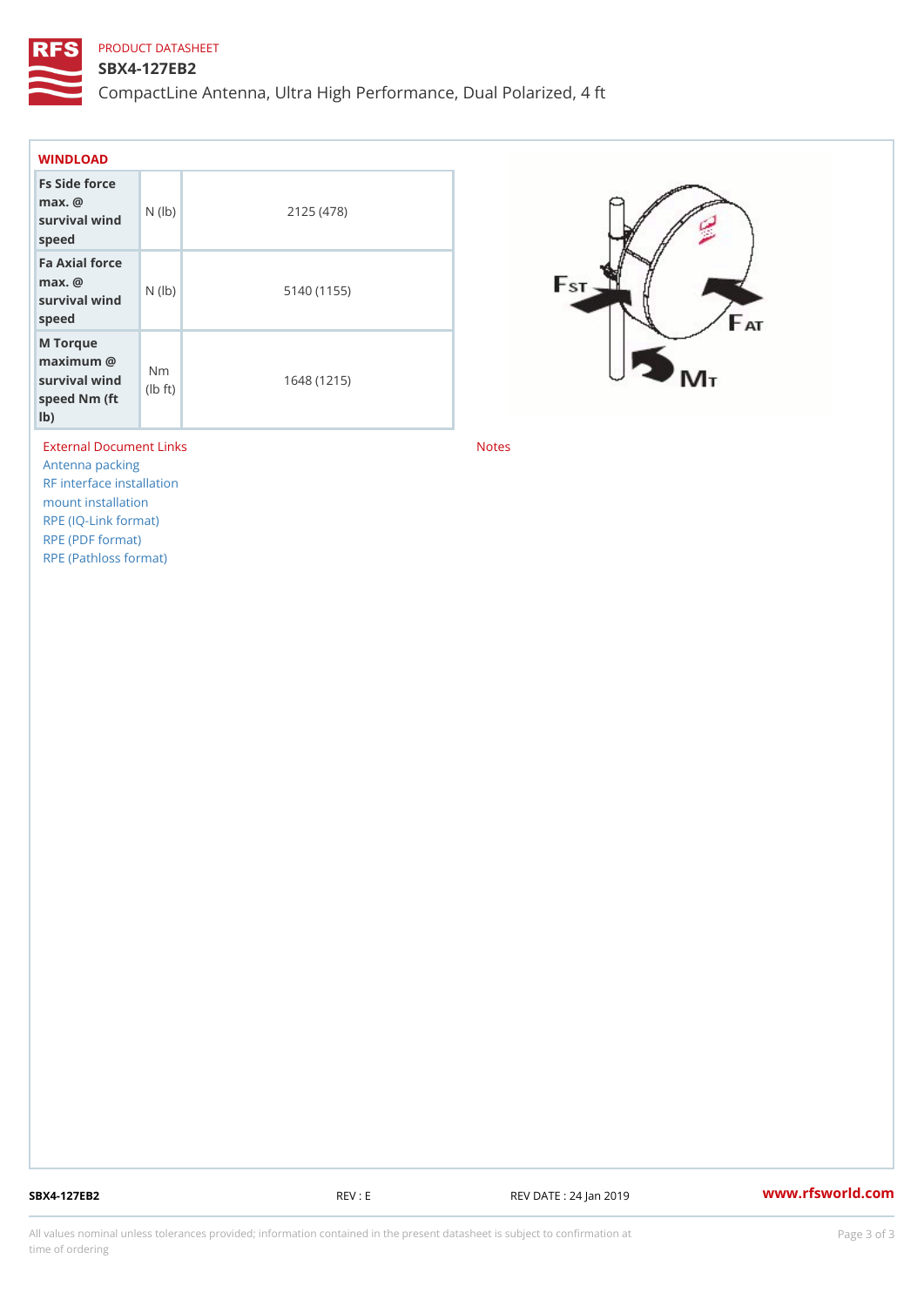PRODUCT DATASHEET

SBX4-127EB2

CompactLine Antenna, Ultra High Performance, Dual Polarized, 4 ft

## WINDLOAD

| | | |
|---|---|---|
| Fs Side force max. @ survival wind speed | N (lb) | 2125 (478) |
| Fa Axial force max. @ survival wind speed | N (lb) | 5140 (1155) |
| M Torque maximum @ survival wind speed Nm (ft lb) | Nm (lb ft) | 1648 (1215) |

FST

FAT

MT

External Document Links

Antenna packing

RF interface installation

mount installation

RPE (IQ-Link format)

RPE (PDF format)

RPE (Pathloss format)

Notes

SBX4-127EB2 REV : E REV DATE : 24 Jan 2019 www.rfsworld.com

All values nominal unless tolerances provided; information contained in the present datasheet is subject to confirmation at time of ordering